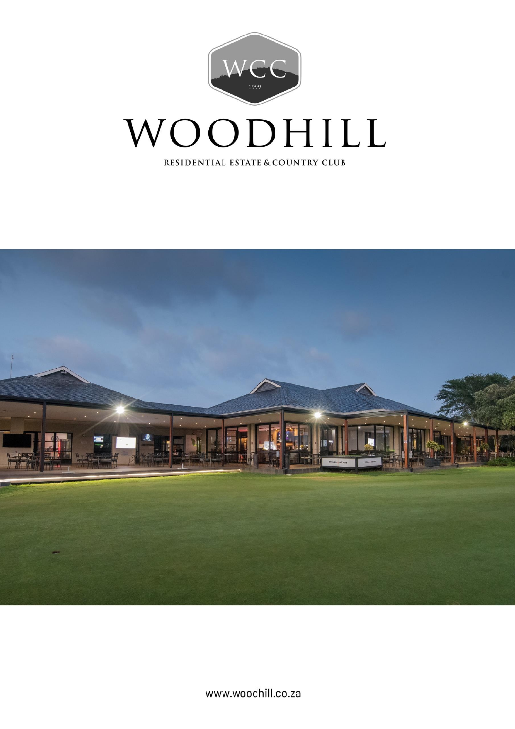WCC

1999

# WOODHILL

RESIDENTIAL ESTATE & COUNTRY CLUB

www.woodhill.co.za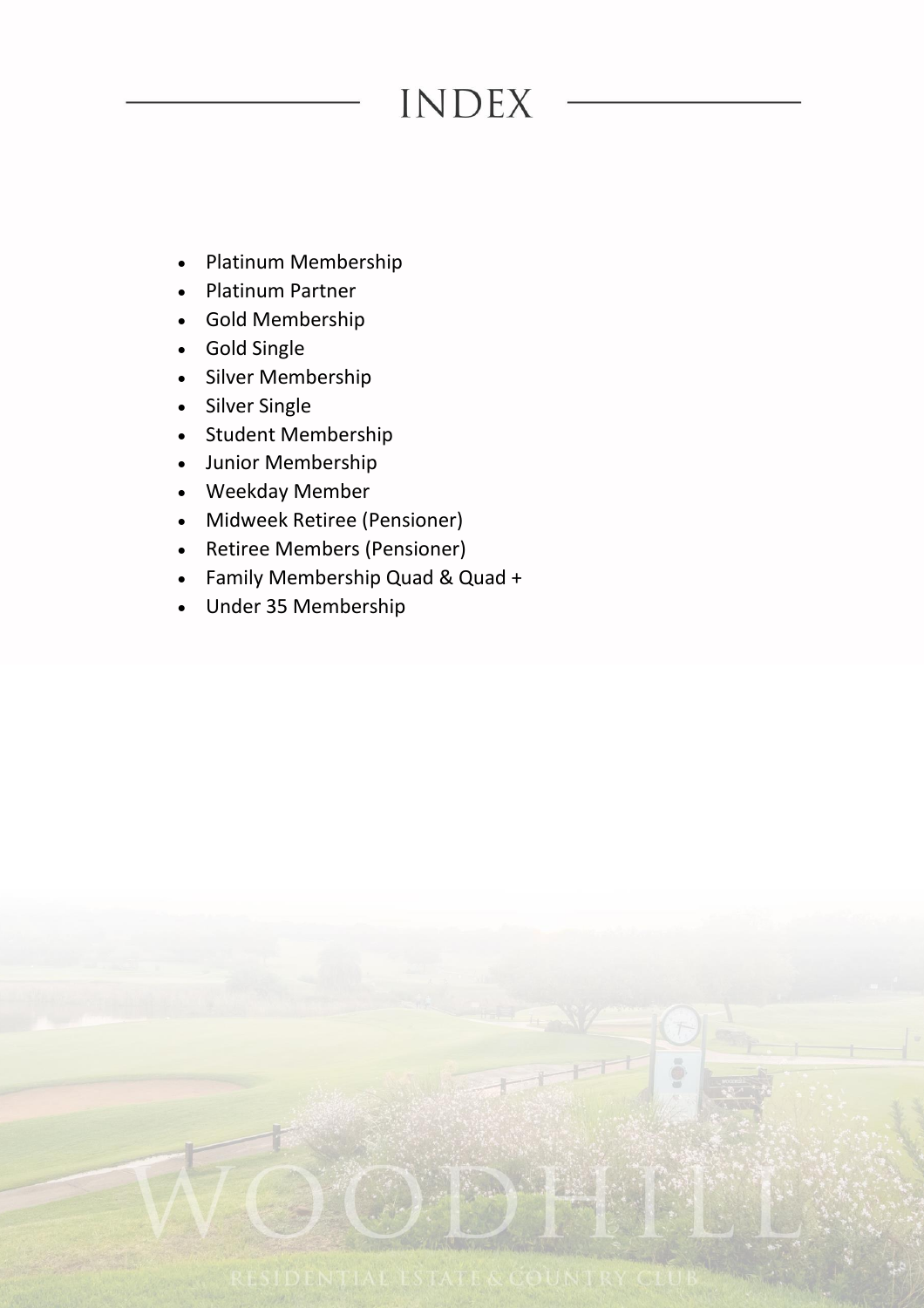# INDEX

- Platinum Membership
- Platinum Partner
- Gold Membership
- Gold Single
- Silver Membership
- Silver Single
- Student Membership
- Junior Membership
- Weekday Member
- Midweek Retiree (Pensioner)
- Retiree Members (Pensioner)
- Family Membership Quad & Quad +
- Under 35 Membership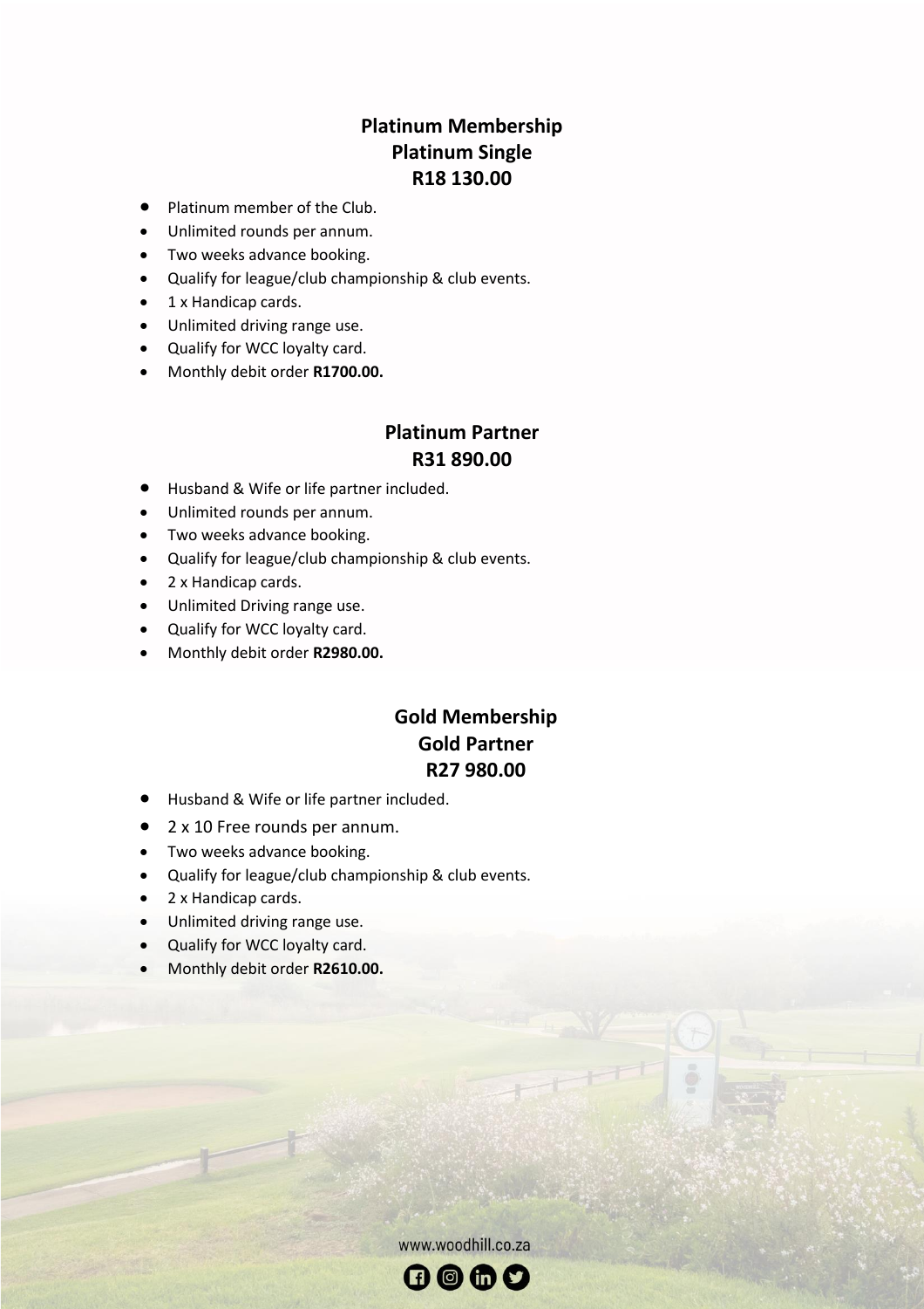## Platinum Membership

### Platinum Single

### R18 130.00

- Platinum member of the Club.
- Unlimited rounds per annum.
- Two weeks advance booking.
- Qualify for league/club championship & club events.
- 1 x Handicap cards.
- Unlimited driving range use.
- Qualify for WCC loyalty card.
- Monthly debit order **R1700.00.**

### Platinum Partner

### R31 890.00

- Husband & Wife or life partner included.
- Unlimited rounds per annum.
- Two weeks advance booking.
- Qualify for league/club championship & club events.
- 2 x Handicap cards.
- Unlimited Driving range use.
- Qualify for WCC loyalty card.
- Monthly debit order **R2980.00.**

## Gold Membership

### Gold Partner

### R27 980.00

- Husband & Wife or life partner included.
- 2 x 10 Free rounds per annum.
- Two weeks advance booking.
- Qualify for league/club championship & club events.
- 2 x Handicap cards.
- Unlimited driving range use.
- Qualify for WCC loyalty card.
- Monthly debit order **R2610.00.**

www.woodhill.co.za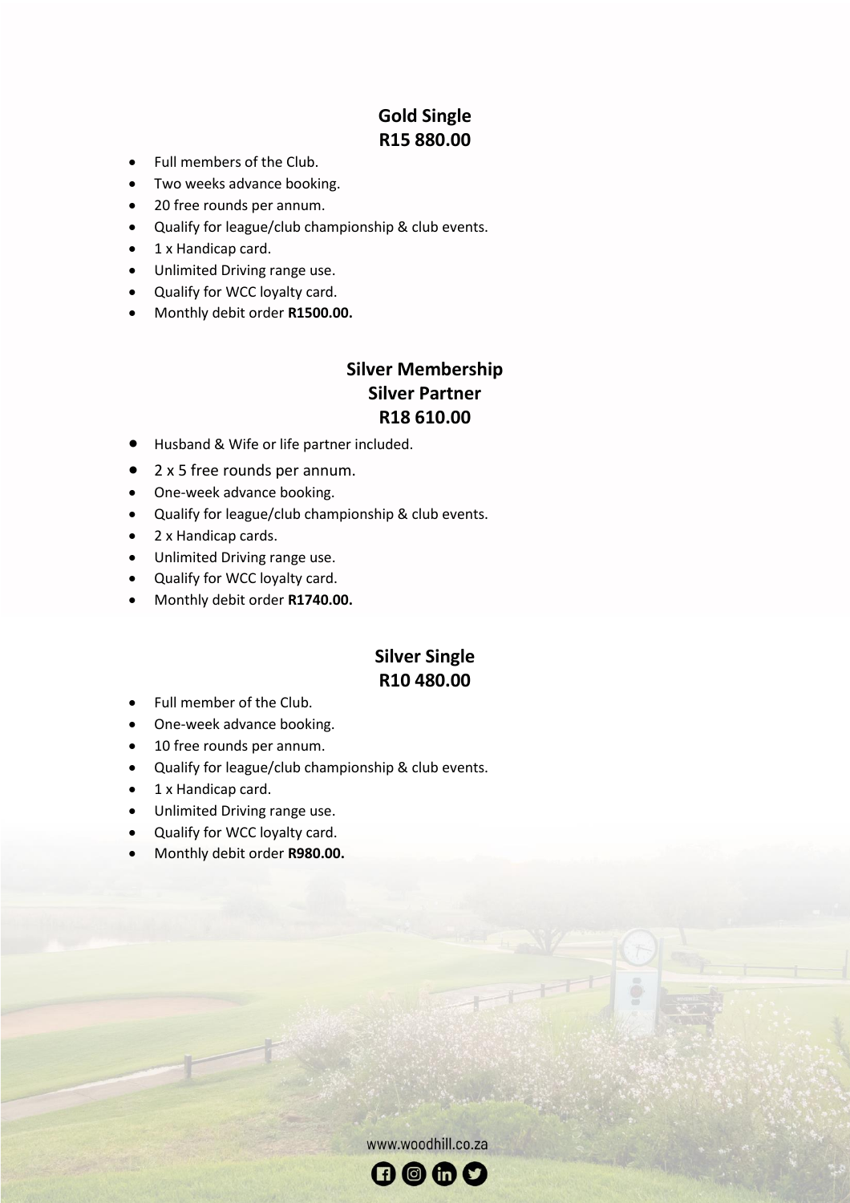## Gold Single
## R15 880.00

- Full members of the Club.
- Two weeks advance booking.
- 20 free rounds per annum.
- Qualify for league/club championship & club events.
- 1 x Handicap card.
- Unlimited Driving range use.
- Qualify for WCC loyalty card.
- Monthly debit order **R1500.00.**

## Silver Membership
## Silver Partner
## R18 610.00

- Husband & Wife or life partner included.
- 2 x 5 free rounds per annum.
- One-week advance booking.
- Qualify for league/club championship & club events.
- 2 x Handicap cards.
- Unlimited Driving range use.
- Qualify for WCC loyalty card.
- Monthly debit order **R1740.00.**

## Silver Single
## R10 480.00

- Full member of the Club.
- One-week advance booking.
- 10 free rounds per annum.
- Qualify for league/club championship & club events.
- 1 x Handicap card.
- Unlimited Driving range use.
- Qualify for WCC loyalty card.
- Monthly debit order **R980.00.**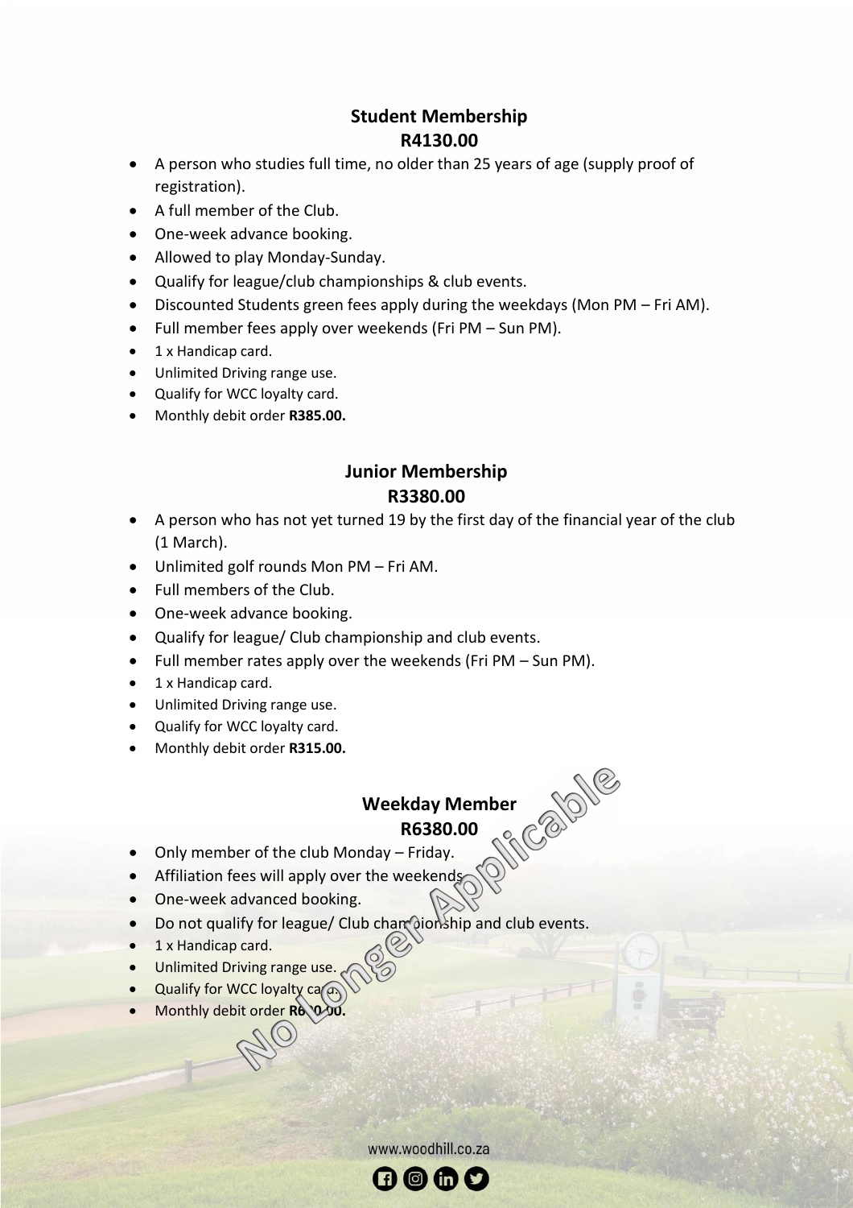## Student Membership
## R4130.00

- A person who studies full time, no older than 25 years of age (supply proof of registration).
- A full member of the Club.
- One-week advance booking.
- Allowed to play Monday-Sunday.
- Qualify for league/club championships & club events.
- Discounted Students green fees apply during the weekdays (Mon PM – Fri AM).
- Full member fees apply over weekends (Fri PM – Sun PM).
- 1 x Handicap card.
- Unlimited Driving range use.
- Qualify for WCC loyalty card.
- Monthly debit order **R385.00.**

## Junior Membership
## R3380.00

- A person who has not yet turned 19 by the first day of the financial year of the club (1 March).
- Unlimited golf rounds Mon PM – Fri AM.
- Full members of the Club.
- One-week advance booking.
- Qualify for league/ Club championship and club events.
- Full member rates apply over the weekends (Fri PM – Sun PM).
- 1 x Handicap card.
- Unlimited Driving range use.
- Qualify for WCC loyalty card.
- Monthly debit order **R315.00.**

## Weekday Member
## R6380.00

No Longer Applicable

- Only member of the club Monday – Friday.
- Affiliation fees will apply over the weekends.
- One-week advanced booking.
- Do not qualify for league/ Club championship and club events.
- 1 x Handicap card.
- Unlimited Driving range use.
- Qualify for WCC loyalty card.
- Monthly debit order **R6?0.00.**

www.woodhill.co.za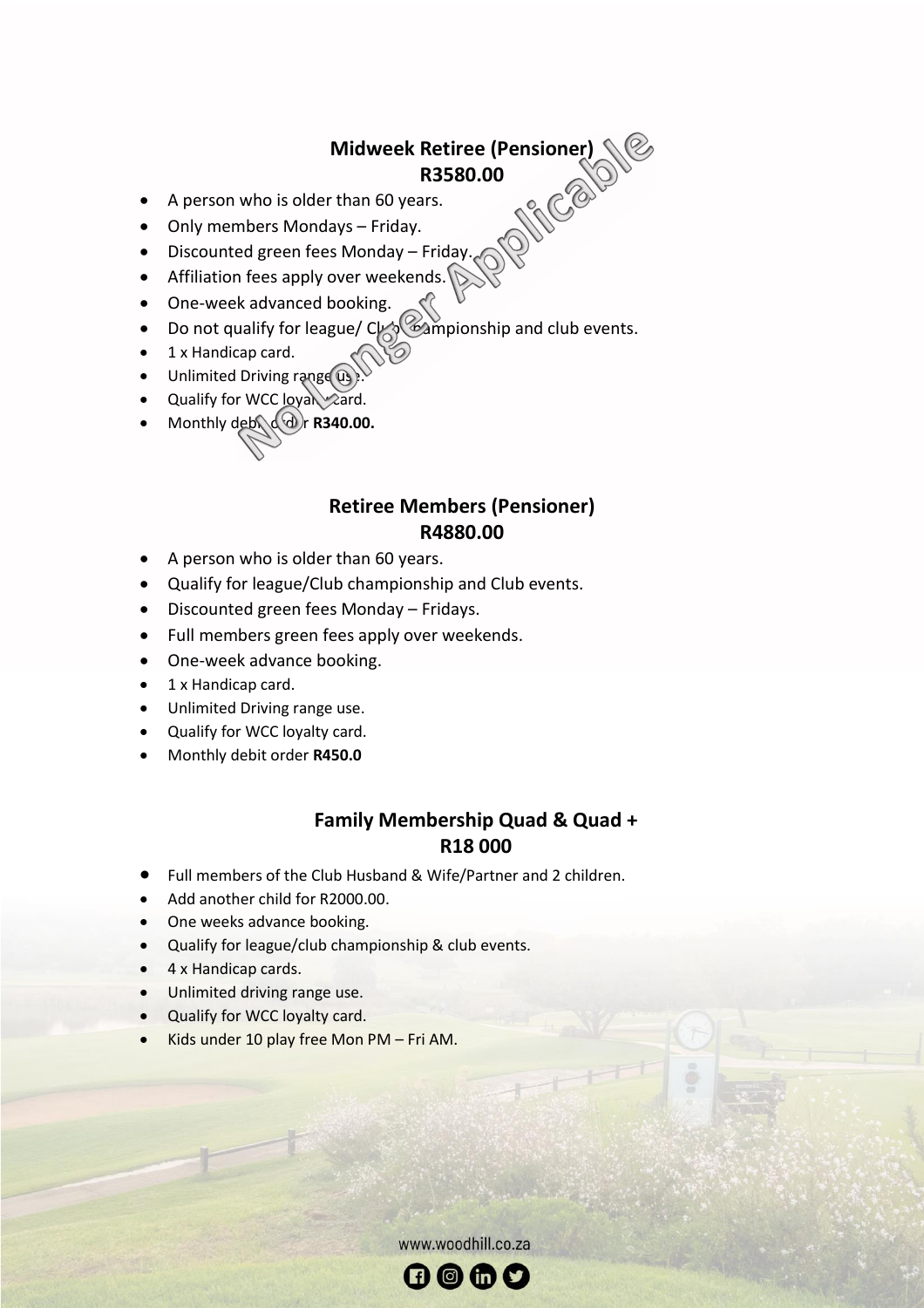## Midweek Retiree (Pensioner)
## R3580.00

No Longer Applicable

- A person who is older than 60 years.
- Only members Mondays – Friday.
- Discounted green fees Monday – Friday.
- Affiliation fees apply over weekends.
- One-week advanced booking.
- Do not qualify for league/ Club Championship and club events.
- 1 x Handicap card.
- Unlimited Driving range use.
- Qualify for WCC loyalty card.
- Monthly debit order **R340.00.**

## Retiree Members (Pensioner)
## R4880.00

- A person who is older than 60 years.
- Qualify for league/Club championship and Club events.
- Discounted green fees Monday – Fridays.
- Full members green fees apply over weekends.
- One-week advance booking.
- 1 x Handicap card.
- Unlimited Driving range use.
- Qualify for WCC loyalty card.
- Monthly debit order **R450.0**

## Family Membership Quad & Quad +
## R18 000

- Full members of the Club Husband & Wife/Partner and 2 children.
- Add another child for R2000.00.
- One weeks advance booking.
- Qualify for league/club championship & club events.
- 4 x Handicap cards.
- Unlimited driving range use.
- Qualify for WCC loyalty card.
- Kids under 10 play free Mon PM – Fri AM.

www.woodhill.co.za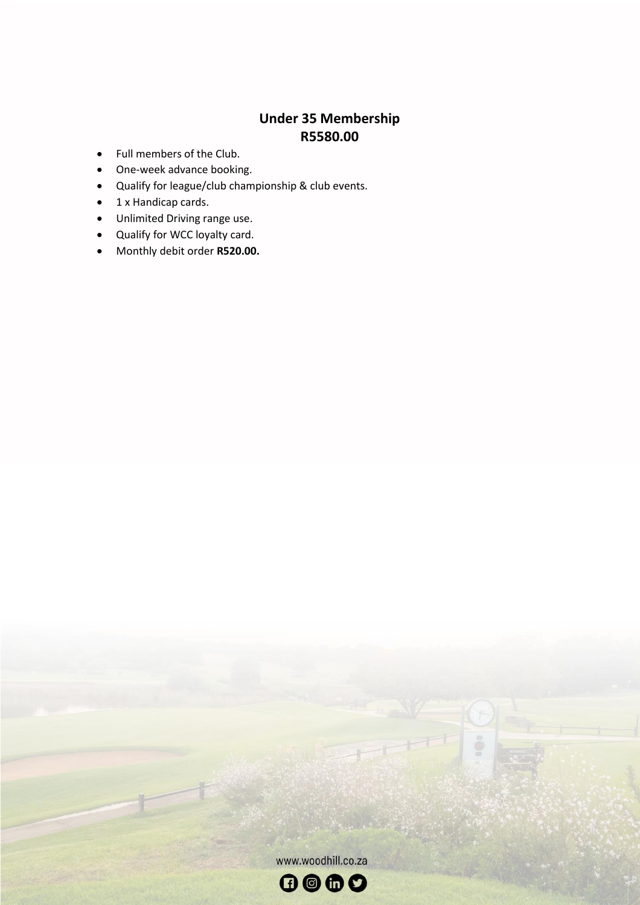## Under 35 Membership
## R5580.00

- Full members of the Club.
- One-week advance booking.
- Qualify for league/club championship & club events.
- 1 x Handicap cards.
- Unlimited Driving range use.
- Qualify for WCC loyalty card.
- Monthly debit order **R520.00.**

www.woodhill.co.za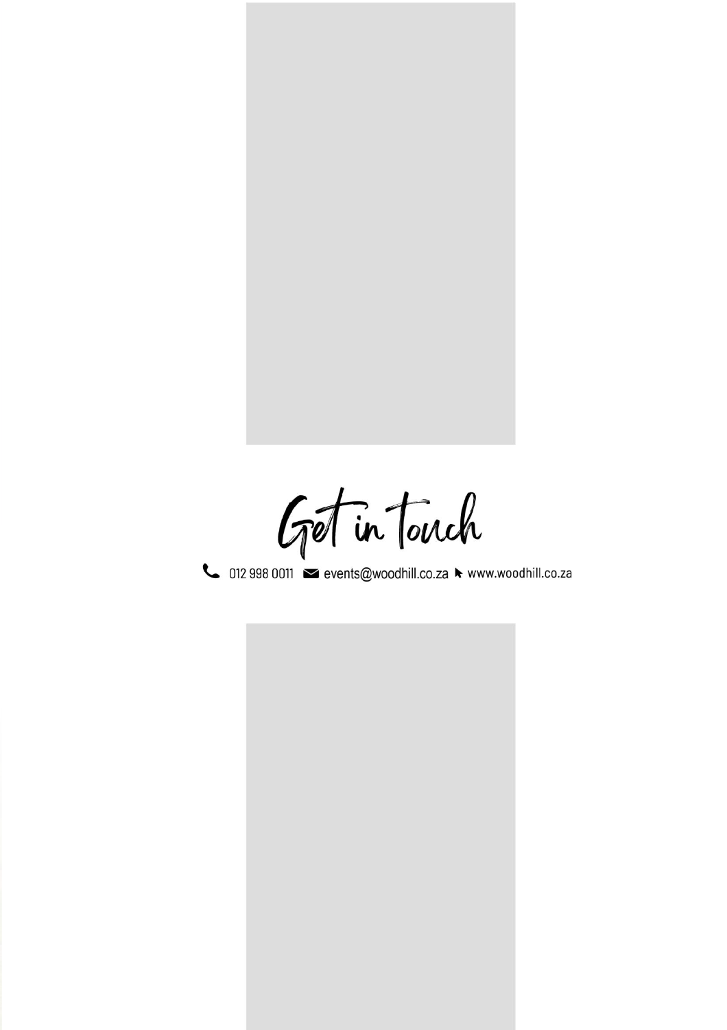# Get in touch

012 998 0011 events@woodhill.co.za www.woodhill.co.za